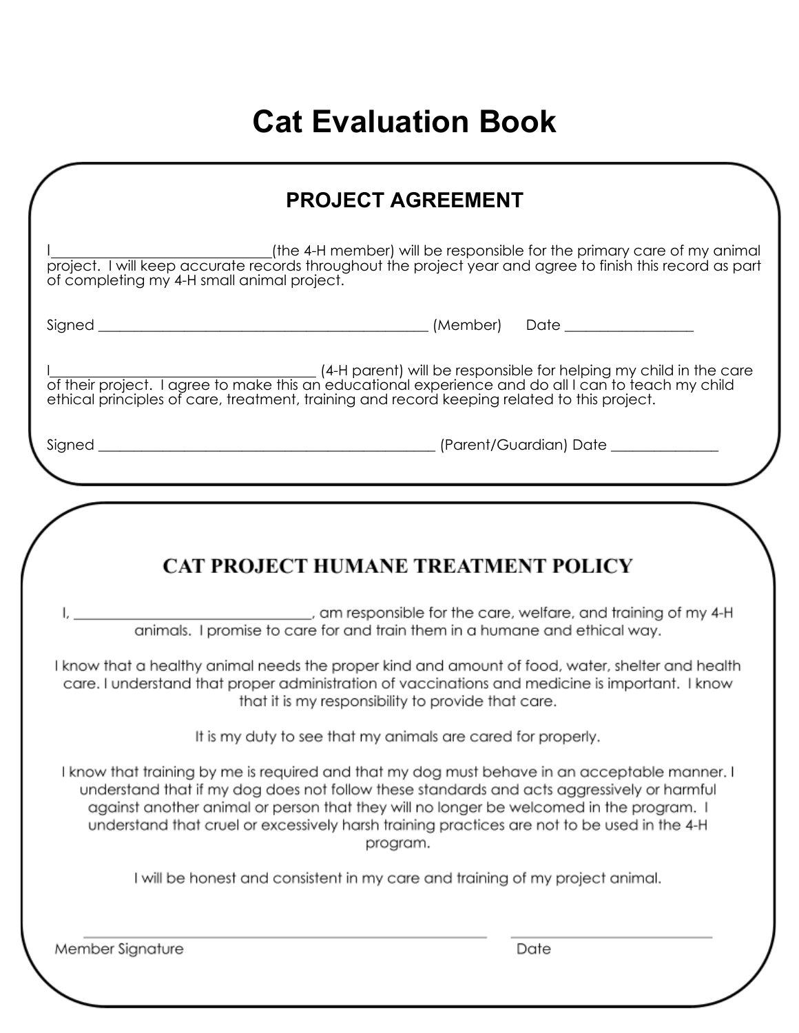# Cat Evaluation Book

## PROJECT AGREEMENT

I______________________________(the 4-H member) will be responsible for the primary care of my animal project. I will keep accurate records throughout the project year and agree to finish this record as part of completing my 4-H small animal project.

Signed ______________________________________________ (Member) Date _________________

I____________________________________ (4-H parent) will be responsible for helping my child in the care of their project. I agree to make this an educational experience and do all I can to teach my child ethical principles of care, treatment, training and record keeping related to this project.

Signed _______________________________________________ (Parent/Guardian) Date ______________

## CAT PROJECT HUMANE TREATMENT POLICY

I, _________________________________, am responsible for the care, welfare, and training of my 4-H animals. I promise to care for and train them in a humane and ethical way.

I know that a healthy animal needs the proper kind and amount of food, water, shelter and health care. I understand that proper administration of vaccinations and medicine is important. I know that it is my responsibility to provide that care.

It is my duty to see that my animals are cared for properly.

I know that training by me is required and that my dog must behave in an acceptable manner. I understand that if my dog does not follow these standards and acts aggressively or harmful against another animal or person that they will no longer be welcomed in the program. I understand that cruel or excessively harsh training practices are not to be used in the 4-H program.

I will be honest and consistent in my care and training of my project animal.

______________________________________________ ______________________

Member Signature Date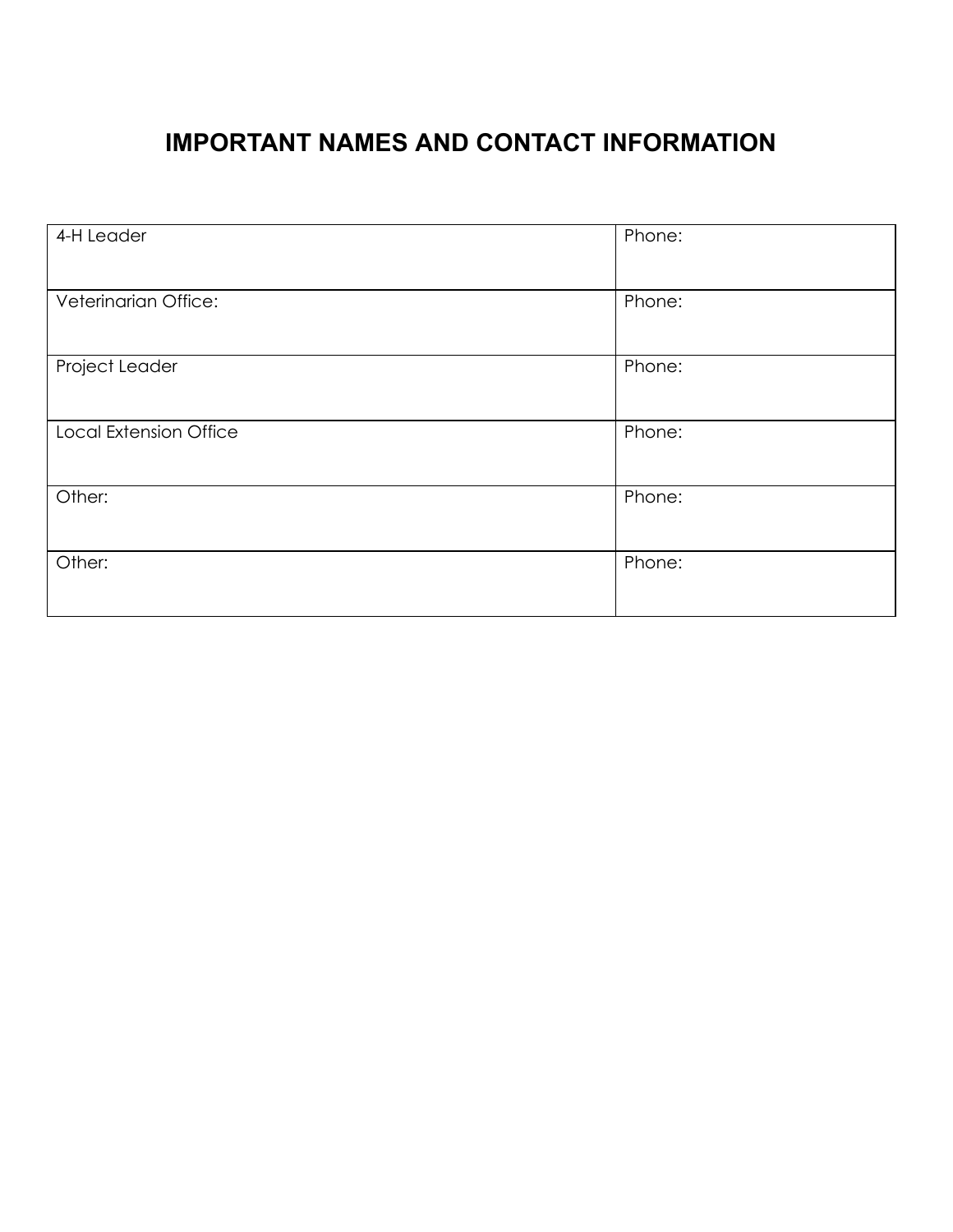# IMPORTANT NAMES AND CONTACT INFORMATION

| | |
|---|---|
| 4-H Leader | Phone: |
| Veterinarian Office: | Phone: |
| Project Leader | Phone: |
| Local Extension Office | Phone: |
| Other: | Phone: |
| Other: | Phone: |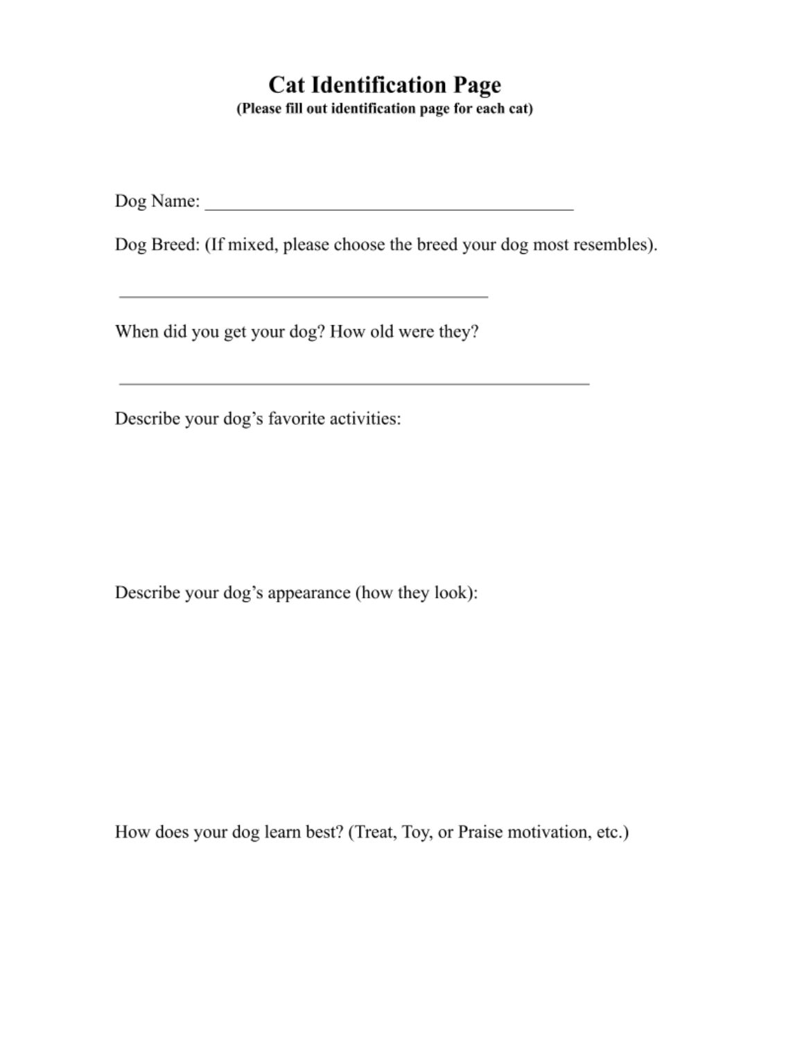# Cat Identification Page

**(Please fill out identification page for each cat)**

Dog Name: ________________________________________

Dog Breed: (If mixed, please choose the breed your dog most resembles).

________________________________________

When did you get your dog? How old were they?

____________________________________________________

Describe your dog's favorite activities:

Describe your dog's appearance (how they look):

How does your dog learn best? (Treat, Toy, or Praise motivation, etc.)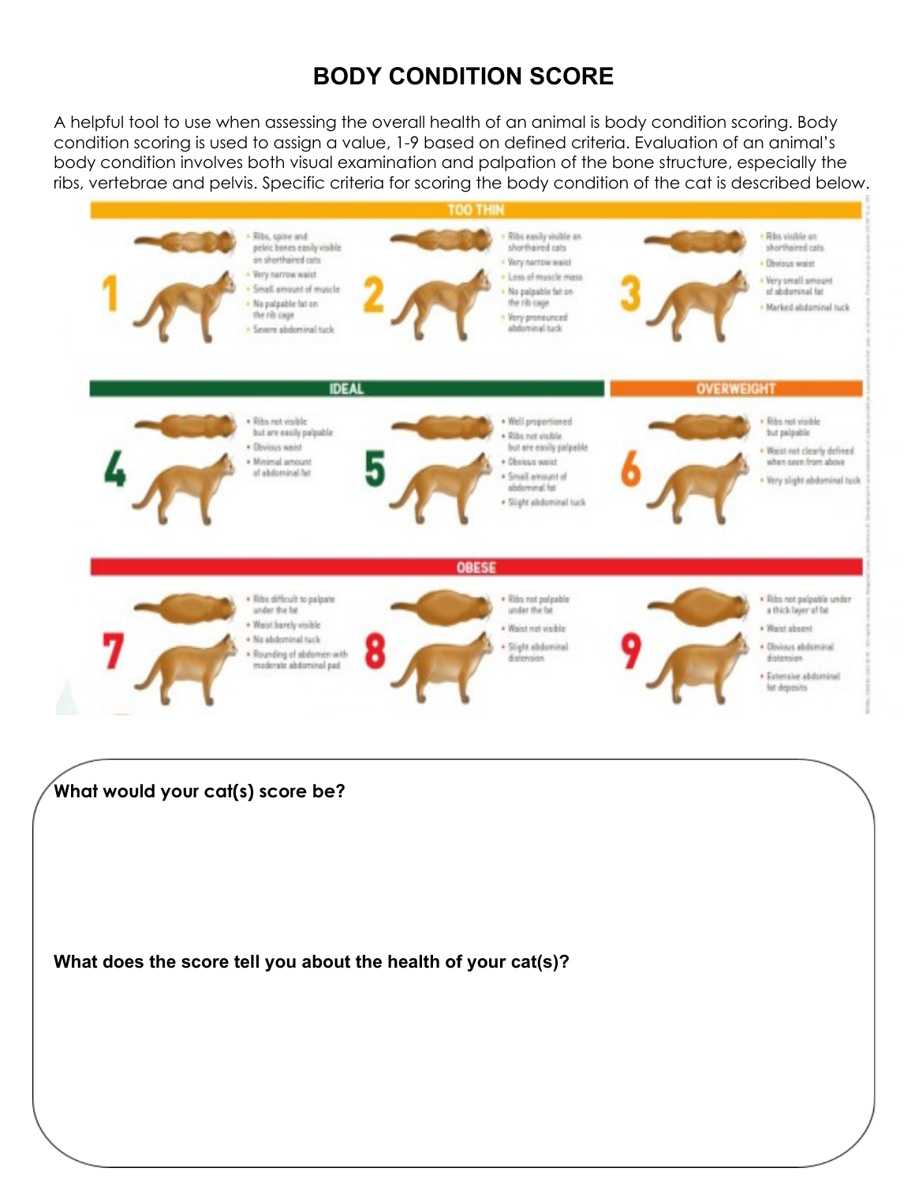# BODY CONDITION SCORE

A helpful tool to use when assessing the overall health of an animal is body condition scoring. Body condition scoring is used to assign a value, 1-9 based on defined criteria. Evaluation of an animal's body condition involves both visual examination and palpation of the bone structure, especially the ribs, vertebrae and pelvis. Specific criteria for scoring the body condition of the cat is described below.

## TOO THIN

**1**
- Ribs, spine and pelvic bones easily visible on shorthaired cats
- Very narrow waist
- Small amount of muscle
- No palpable fat on the rib cage
- Severe abdominal tuck

**2**
- Ribs easily visible on shorthaired cats
- Very narrow waist
- Loss of muscle mass
- No palpable fat on the rib cage
- Very pronounced abdominal tuck

**3**
- Ribs visible on shorthaired cats
- Obvious waist
- Very small amount of abdominal fat
- Marked abdominal tuck

## IDEAL

**4**
- Ribs not visible but are easily palpable
- Obvious waist
- Minimal amount of abdominal fat

**5**
- Well proportioned
- Ribs not visible but are easily palpable
- Obvious waist
- Small amount of abdominal fat
- Slight abdominal tuck

## OVERWEIGHT

**6**
- Ribs not visible but palpable
- Waist not clearly defined when seen from above
- Very slight abdominal tuck

## OBESE

**7**
- Ribs difficult to palpate under the fat
- Waist barely visible
- No abdominal tuck
- Rounding of abdomen with moderate abdominal pad

**8**
- Ribs not palpable under the fat
- Waist not visible
- Slight abdominal distension

**9**
- Ribs not palpable under a thick layer of fat
- Waist absent
- Obvious abdominal distension
- Extensive abdominal fat deposits

**What would your cat(s) score be?**

**What does the score tell you about the health of your cat(s)?**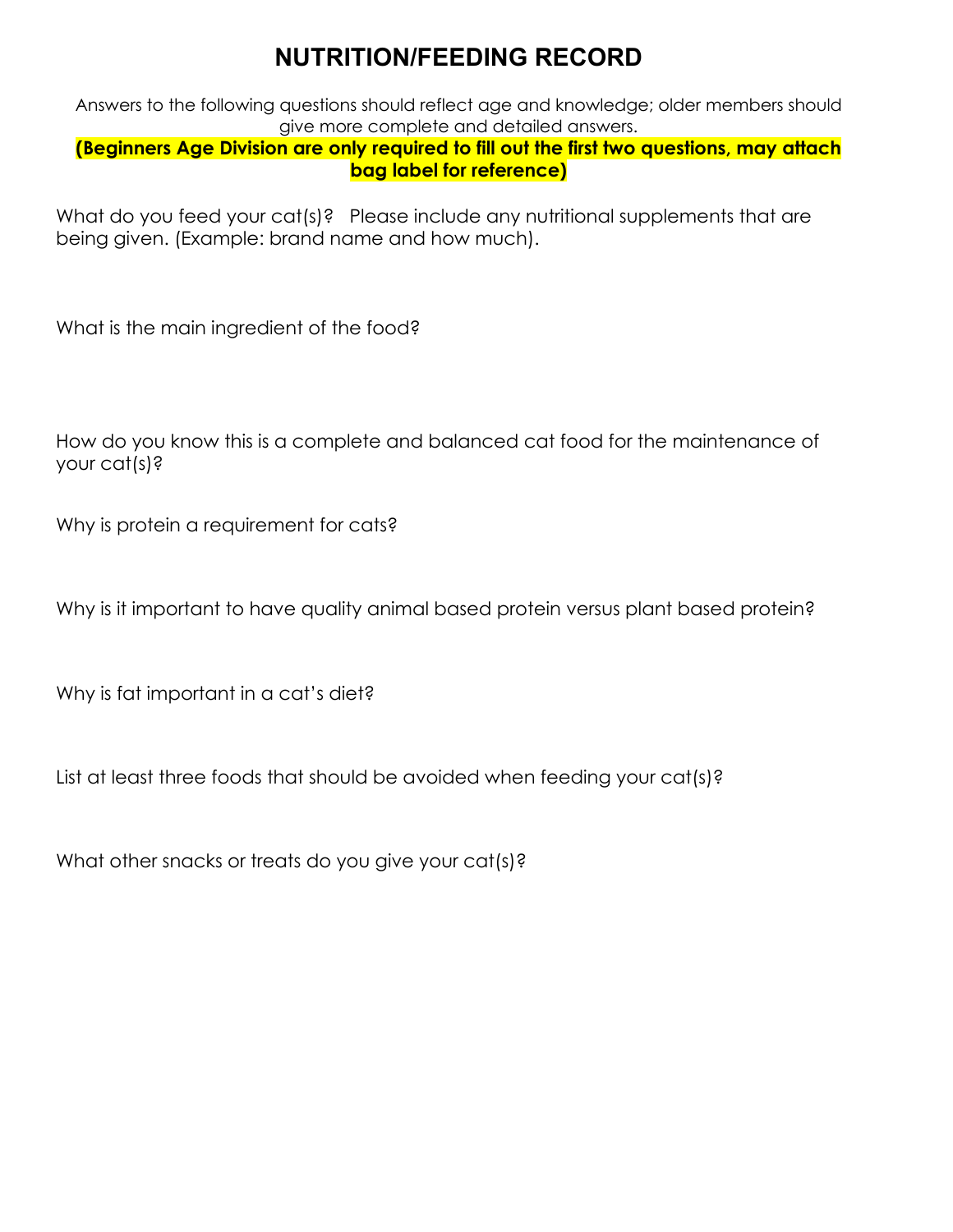# NUTRITION/FEEDING RECORD

Answers to the following questions should reflect age and knowledge; older members should give more complete and detailed answers.

**(Beginners Age Division are only required to fill out the first two questions, may attach bag label for reference)**

What do you feed your cat(s)? Please include any nutritional supplements that are being given. (Example: brand name and how much).

What is the main ingredient of the food?

How do you know this is a complete and balanced cat food for the maintenance of your cat(s)?

Why is protein a requirement for cats?

Why is it important to have quality animal based protein versus plant based protein?

Why is fat important in a cat's diet?

List at least three foods that should be avoided when feeding your cat(s)?

What other snacks or treats do you give your cat(s)?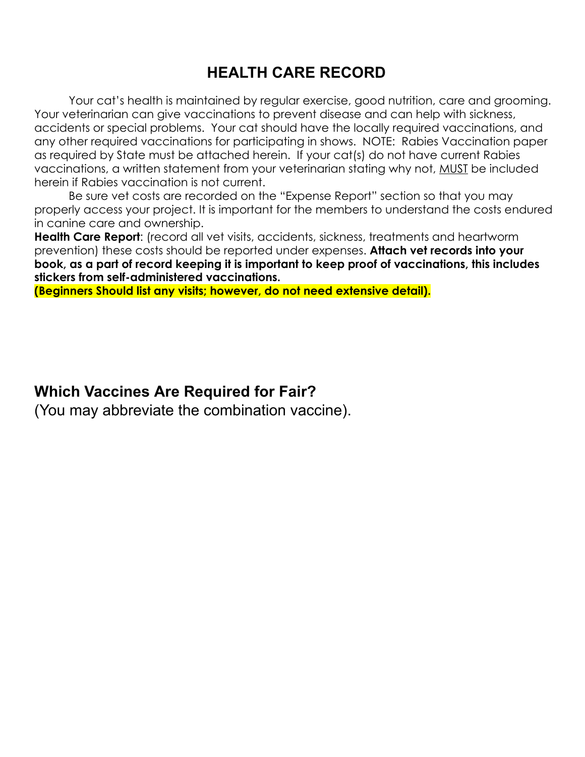# HEALTH CARE RECORD

Your cat's health is maintained by regular exercise, good nutrition, care and grooming. Your veterinarian can give vaccinations to prevent disease and can help with sickness, accidents or special problems. Your cat should have the locally required vaccinations, and any other required vaccinations for participating in shows. NOTE: Rabies Vaccination paper as required by State must be attached herein. If your cat(s) do not have current Rabies vaccinations, a written statement from your veterinarian stating why not, MUST be included herein if Rabies vaccination is not current.

Be sure vet costs are recorded on the "Expense Report" section so that you may properly access your project. It is important for the members to understand the costs endured in canine care and ownership.

**Health Care Report**: (record all vet visits, accidents, sickness, treatments and heartworm prevention) these costs should be reported under expenses. **Attach vet records into your book, as a part of record keeping it is important to keep proof of vaccinations, this includes stickers from self-administered vaccinations.**

**(Beginners Should list any visits; however, do not need extensive detail).**

## Which Vaccines Are Required for Fair?

(You may abbreviate the combination vaccine).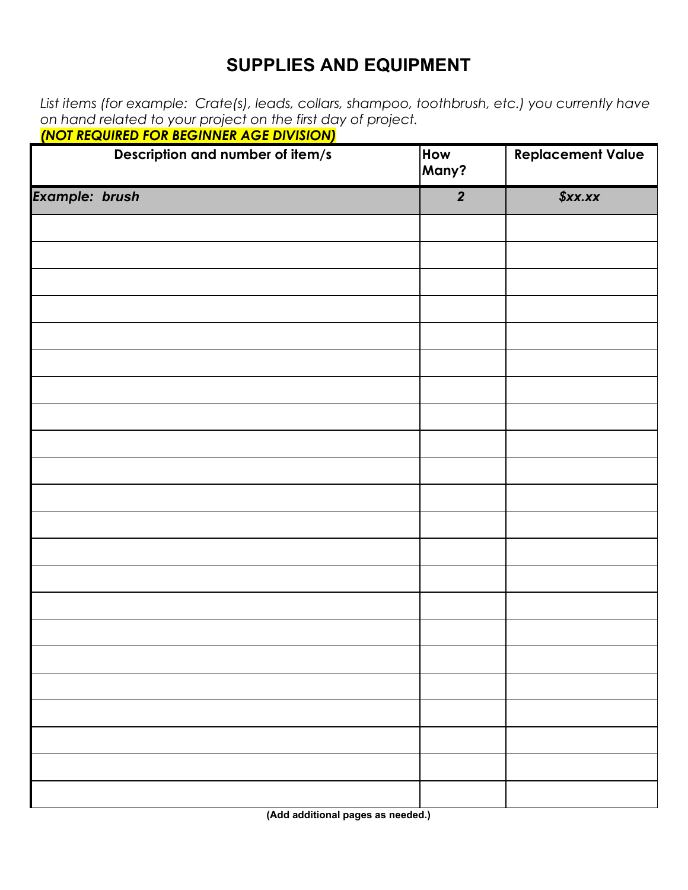# SUPPLIES AND EQUIPMENT

*List items (for example: Crate(s), leads, collars, shampoo, toothbrush, etc.) you currently have on hand related to your project on the first day of project.*
***(NOT REQUIRED FOR BEGINNER AGE DIVISION)***

| Description and number of item/s | How Many? | Replacement Value |
|---|---|---|
| ***Example: brush*** | ***2*** | ***$xx.xx*** |
| | | |
| | | |
| | | |
| | | |
| | | |
| | | |
| | | |
| | | |
| | | |
| | | |
| | | |
| | | |
| | | |
| | | |
| | | |
| | | |
| | | |
| | | |
| | | |
| | | |
| | | |
| | | |

**(Add additional pages as needed.)**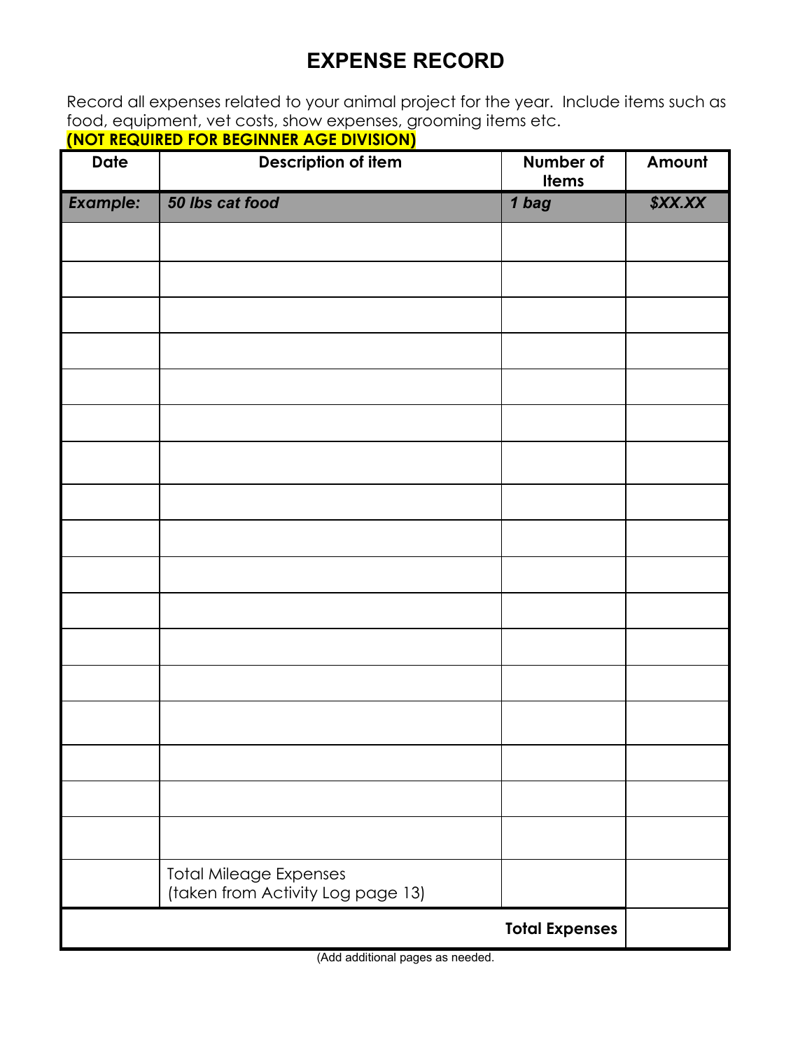# EXPENSE RECORD

Record all expenses related to your animal project for the year. Include items such as food, equipment, vet costs, show expenses, grooming items etc.

**(NOT REQUIRED FOR BEGINNER AGE DIVISION)**

| Date | Description of item | Number of Items | Amount |
|---|---|---|---|
| ***Example:*** | ***50 lbs cat food*** | ***1 bag*** | ***$XX.XX*** |
| | | | |
| | | | |
| | | | |
| | | | |
| | | | |
| | | | |
| | | | |
| | | | |
| | | | |
| | | | |
| | | | |
| | | | |
| | | | |
| | | | |
| | | | |
| | | | |
| | | | |
| | Total Mileage Expenses (taken from Activity Log page 13) | | |
| | | **Total Expenses** | |

(Add additional pages as needed.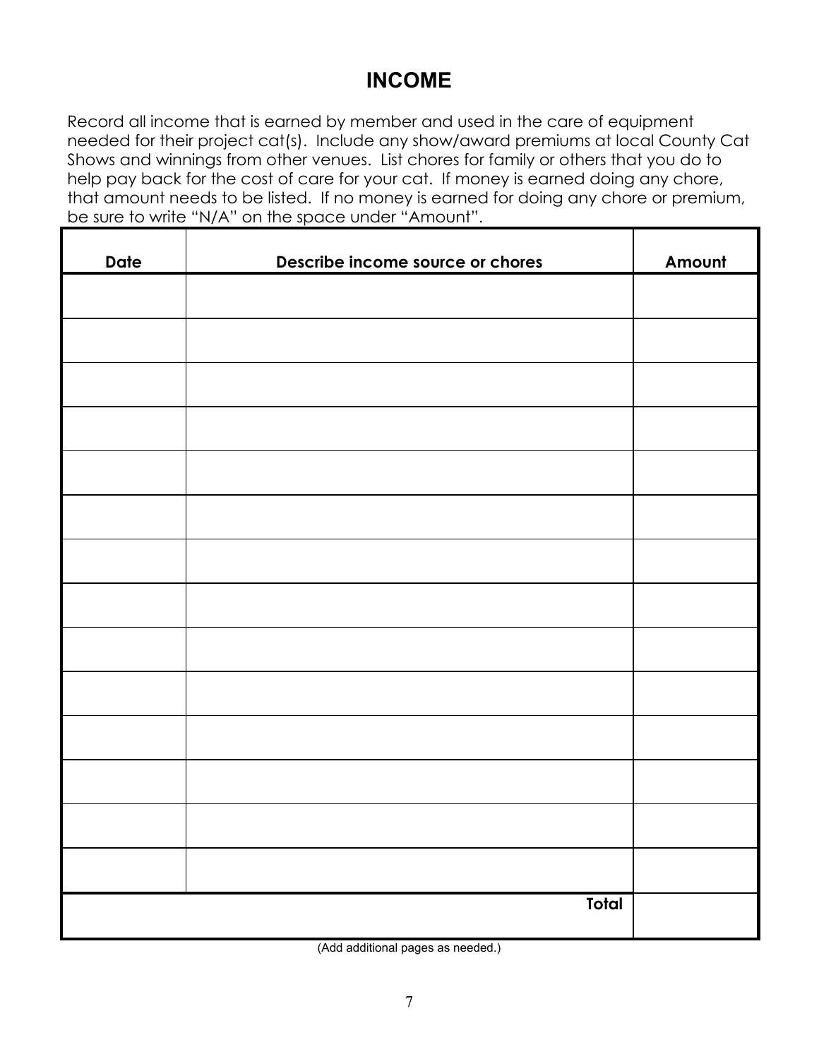# INCOME

Record all income that is earned by member and used in the care of equipment needed for their project cat(s). Include any show/award premiums at local County Cat Shows and winnings from other venues. List chores for family or others that you do to help pay back for the cost of care for your cat. If money is earned doing any chore, that amount needs to be listed. If no money is earned for doing any chore or premium, be sure to write "N/A" on the space under "Amount".

| Date | Describe income source or chores | Amount |
|---|---|---|
| | | |
| | | |
| | | |
| | | |
| | | |
| | | |
| | | |
| | | |
| | | |
| | | |
| | | |
| | | |
| | | |
| | | |
| | **Total** | |

(Add additional pages as needed.)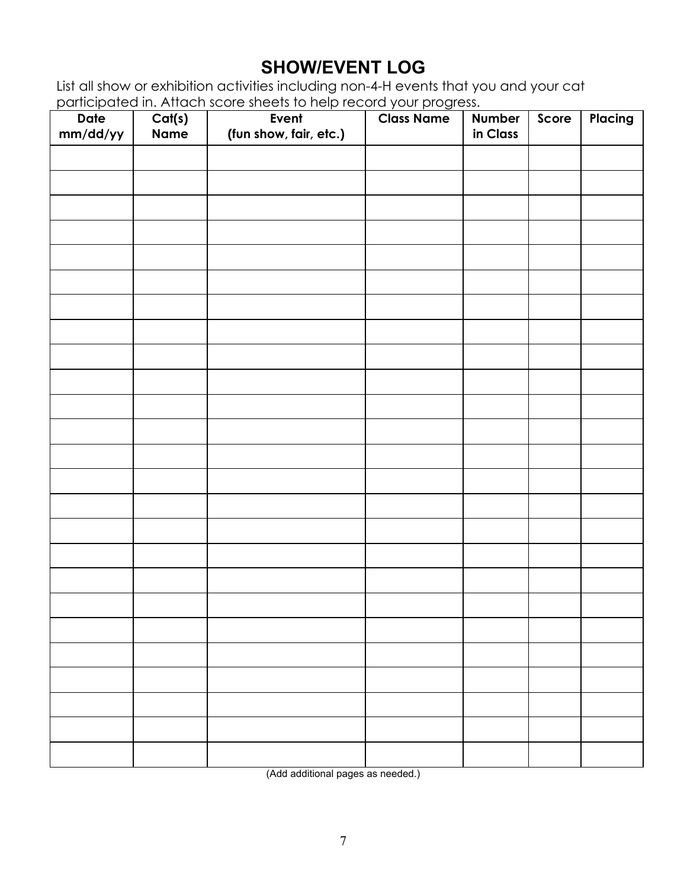# SHOW/EVENT LOG

List all show or exhibition activities including non-4-H events that you and your cat participated in. Attach score sheets to help record your progress.

| Date mm/dd/yy | Cat(s) Name | Event (fun show, fair, etc.) | Class Name | Number in Class | Score | Placing |
|---|---|---|---|---|---|---|
| | | | | | | |
| | | | | | | |
| | | | | | | |
| | | | | | | |
| | | | | | | |
| | | | | | | |
| | | | | | | |
| | | | | | | |
| | | | | | | |
| | | | | | | |
| | | | | | | |
| | | | | | | |
| | | | | | | |
| | | | | | | |
| | | | | | | |
| | | | | | | |
| | | | | | | |
| | | | | | | |
| | | | | | | |
| | | | | | | |
| | | | | | | |
| | | | | | | |
| | | | | | | |
| | | | | | | |
| | | | | | | |
| | | | | | | |

(Add additional pages as needed.)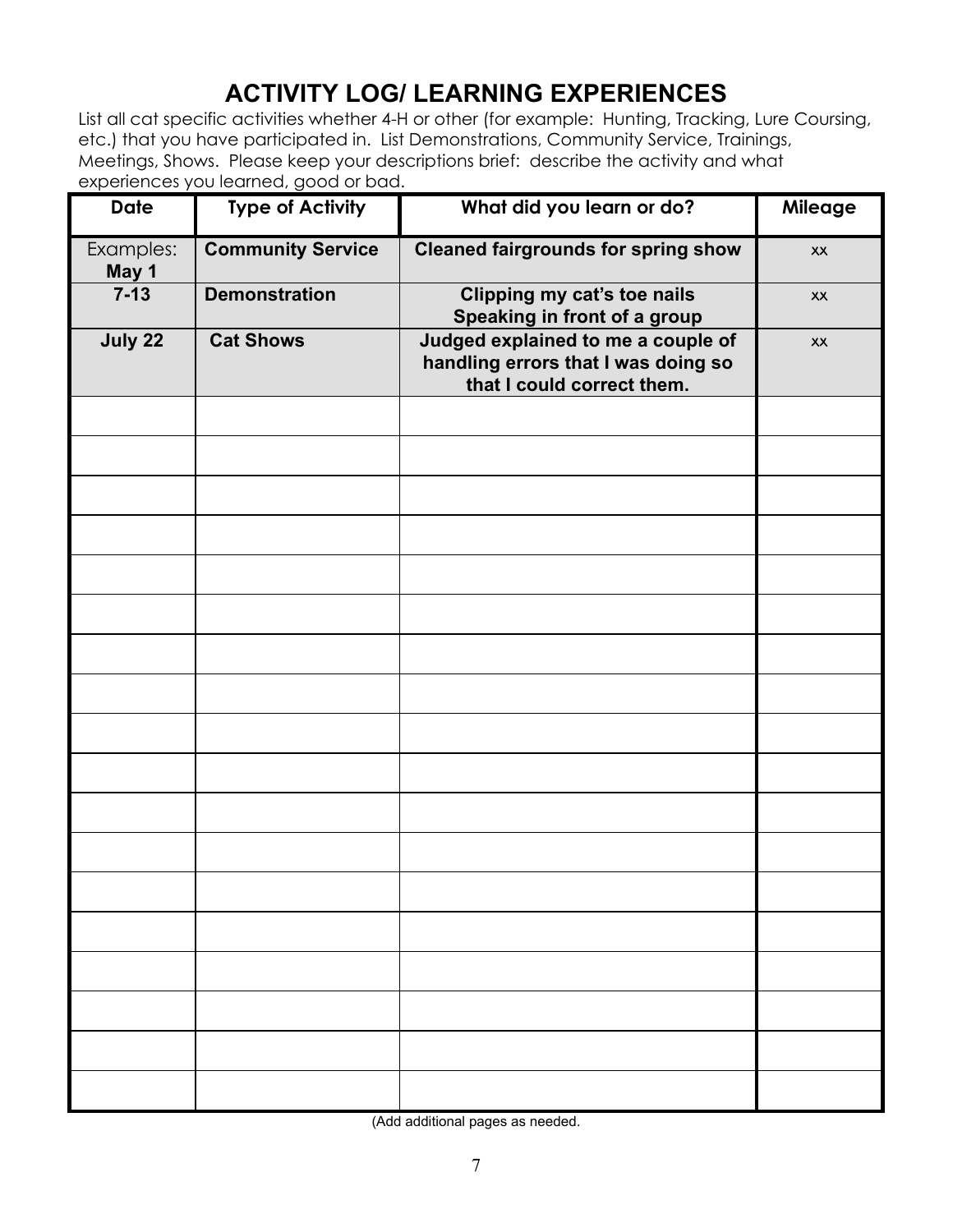# ACTIVITY LOG/ LEARNING EXPERIENCES

List all cat specific activities whether 4-H or other (for example: Hunting, Tracking, Lure Coursing, etc.) that you have participated in. List Demonstrations, Community Service, Trainings, Meetings, Shows. Please keep your descriptions brief: describe the activity and what experiences you learned, good or bad.

| Date | Type of Activity | What did you learn or do? | Mileage |
|---|---|---|---|
| Examples: **May 1** | **Community Service** | **Cleaned fairgrounds for spring show** | xx |
| **7-13** | **Demonstration** | **Clipping my cat's toe nails Speaking in front of a group** | xx |
| **July 22** | **Cat Shows** | **Judged explained to me a couple of handling errors that I was doing so that I could correct them.** | xx |
| | | | |
| | | | |
| | | | |
| | | | |
| | | | |
| | | | |
| | | | |
| | | | |
| | | | |
| | | | |
| | | | |
| | | | |
| | | | |
| | | | |
| | | | |
| | | | |
| | | | |
| | | | |

(Add additional pages as needed.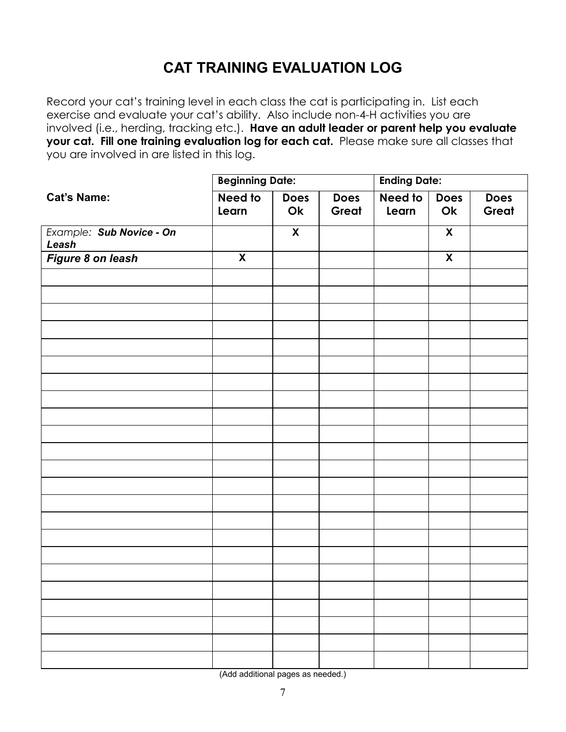# CAT TRAINING EVALUATION LOG

Record your cat's training level in each class the cat is participating in. List each exercise and evaluate your cat's ability. Also include non-4-H activities you are involved (i.e., herding, tracking etc.). **Have an adult leader or parent help you evaluate your cat. Fill one training evaluation log for each cat.** Please make sure all classes that you are involved in are listed in this log.

| | Beginning Date: | | | Ending Date: | | |
|---|---|---|---|---|---|---|
| **Cat's Name:** | **Need to Learn** | **Does Ok** | **Does Great** | **Need to Learn** | **Does Ok** | **Does Great** |
| *Example:* ***Sub Novice - On Leash*** | | **X** | | | **X** | |
| ***Figure 8 on leash*** | **X** | | | | **X** | |
| | | | | | | |
| | | | | | | |
| | | | | | | |
| | | | | | | |
| | | | | | | |
| | | | | | | |
| | | | | | | |
| | | | | | | |
| | | | | | | |
| | | | | | | |
| | | | | | | |
| | | | | | | |
| | | | | | | |
| | | | | | | |
| | | | | | | |
| | | | | | | |
| | | | | | | |
| | | | | | | |
| | | | | | | |
| | | | | | | |
| | | | | | | |
| | | | | | | |
| | | | | | | |

(Add additional pages as needed.)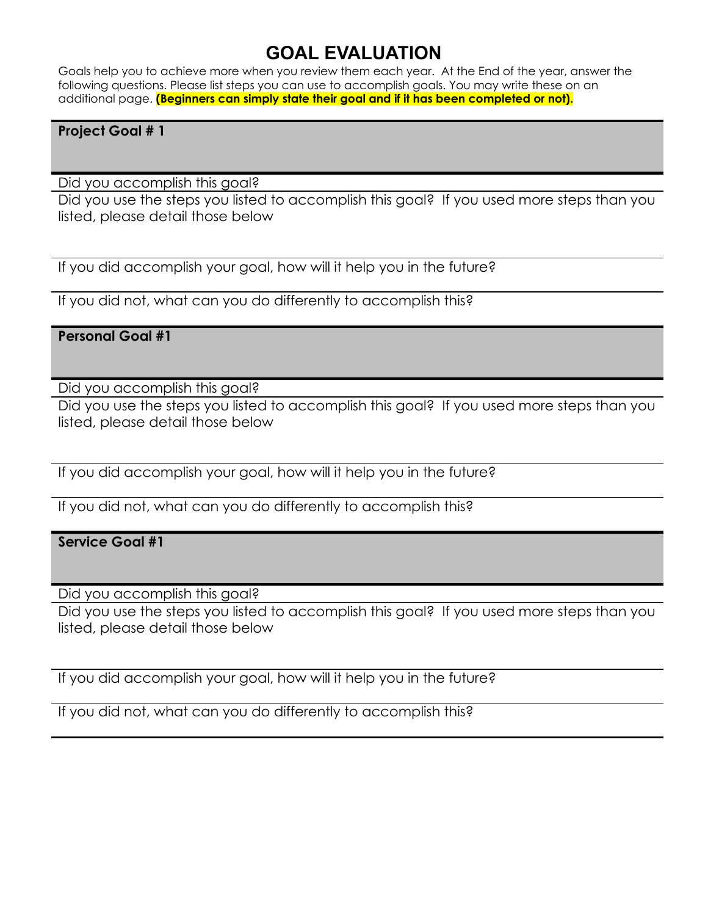# GOAL EVALUATION

Goals help you to achieve more when you review them each year. At the End of the year, answer the following questions. Please list steps you can use to accomplish goals. You may write these on an additional page. **(Beginners can simply state their goal and if it has been completed or not).**

**Project Goal # 1**

Did you accomplish this goal?

Did you use the steps you listed to accomplish this goal? If you used more steps than you listed, please detail those below

If you did accomplish your goal, how will it help you in the future?

If you did not, what can you do differently to accomplish this?

**Personal Goal #1**

Did you accomplish this goal?

Did you use the steps you listed to accomplish this goal? If you used more steps than you listed, please detail those below

If you did accomplish your goal, how will it help you in the future?

If you did not, what can you do differently to accomplish this?

**Service Goal #1**

Did you accomplish this goal?

Did you use the steps you listed to accomplish this goal? If you used more steps than you listed, please detail those below

If you did accomplish your goal, how will it help you in the future?

If you did not, what can you do differently to accomplish this?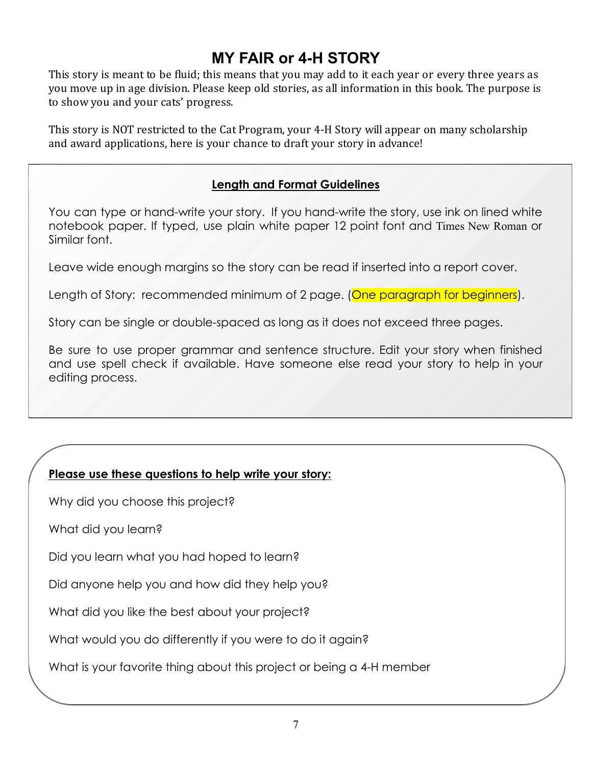# MY FAIR or 4-H STORY

This story is meant to be fluid; this means that you may add to it each year or every three years as you move up in age division. Please keep old stories, as all information in this book. The purpose is to show you and your cats' progress.

This story is NOT restricted to the Cat Program, your 4-H Story will appear on many scholarship and award applications, here is your chance to draft your story in advance!

## Length and Format Guidelines

You can type or hand-write your story. If you hand-write the story, use ink on lined white notebook paper. If typed, use plain white paper 12 point font and Times New Roman or Similar font.

Leave wide enough margins so the story can be read if inserted into a report cover.

Length of Story: recommended minimum of 2 page. (One paragraph for beginners).

Story can be single or double-spaced as long as it does not exceed three pages.

Be sure to use proper grammar and sentence structure. Edit your story when finished and use spell check if available. Have someone else read your story to help in your editing process.

**Please use these questions to help write your story:**

Why did you choose this project?

What did you learn?

Did you learn what you had hoped to learn?

Did anyone help you and how did they help you?

What did you like the best about your project?

What would you do differently if you were to do it again?

What is your favorite thing about this project or being a 4-H member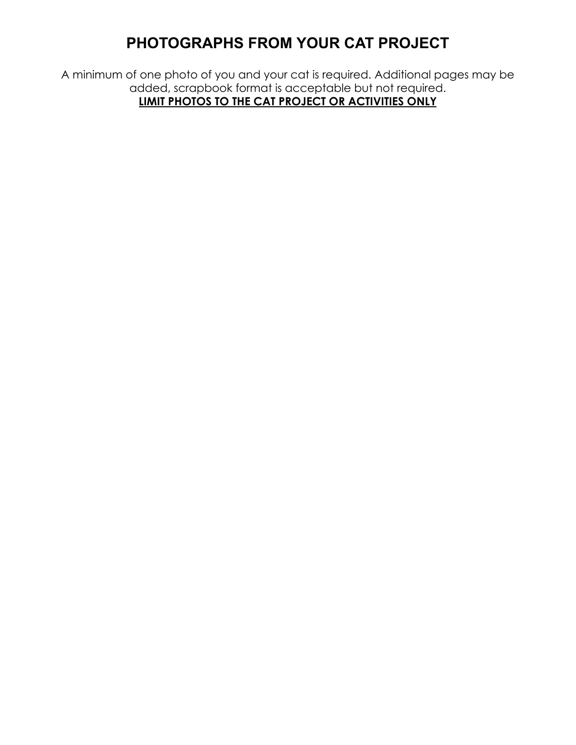# PHOTOGRAPHS FROM YOUR CAT PROJECT

A minimum of one photo of you and your cat is required. Additional pages may be added, scrapbook format is acceptable but not required.

**LIMIT PHOTOS TO THE CAT PROJECT OR ACTIVITIES ONLY**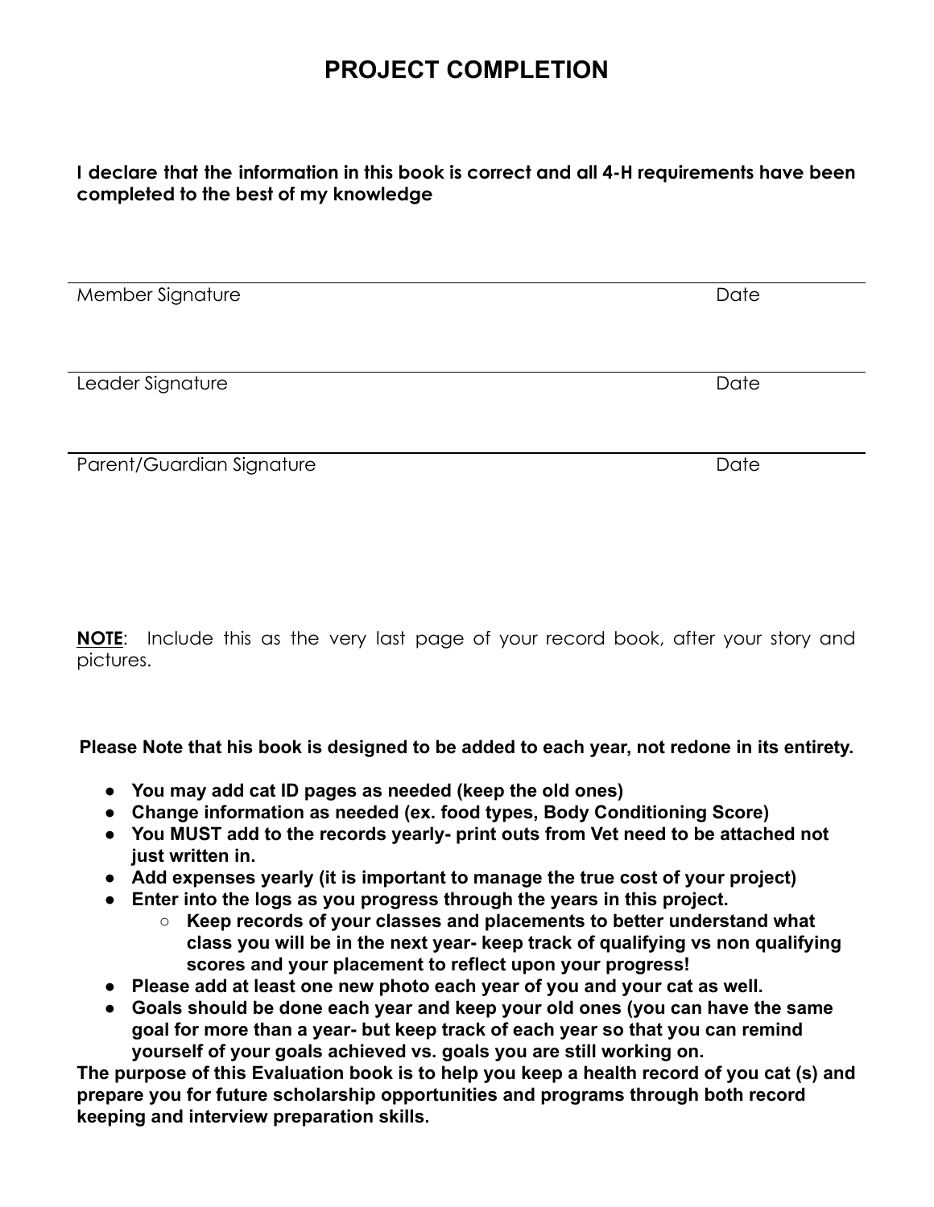# PROJECT COMPLETION

**I declare that the information in this book is correct and all 4-H requirements have been completed to the best of my knowledge**

Member Signature Date

Leader Signature Date

Parent/Guardian Signature Date

**NOTE**: Include this as the very last page of your record book, after your story and pictures.

**Please Note that his book is designed to be added to each year, not redone in its entirety.**

- **You may add cat ID pages as needed (keep the old ones)**
- **Change information as needed (ex. food types, Body Conditioning Score)**
- **You MUST add to the records yearly- print outs from Vet need to be attached not just written in.**
- **Add expenses yearly (it is important to manage the true cost of your project)**
- **Enter into the logs as you progress through the years in this project.**
  - **Keep records of your classes and placements to better understand what class you will be in the next year- keep track of qualifying vs non qualifying scores and your placement to reflect upon your progress!**
- **Please add at least one new photo each year of you and your cat as well.**
- **Goals should be done each year and keep your old ones (you can have the same goal for more than a year- but keep track of each year so that you can remind yourself of your goals achieved vs. goals you are still working on.**

**The purpose of this Evaluation book is to help you keep a health record of you cat (s) and prepare you for future scholarship opportunities and programs through both record keeping and interview preparation skills.**